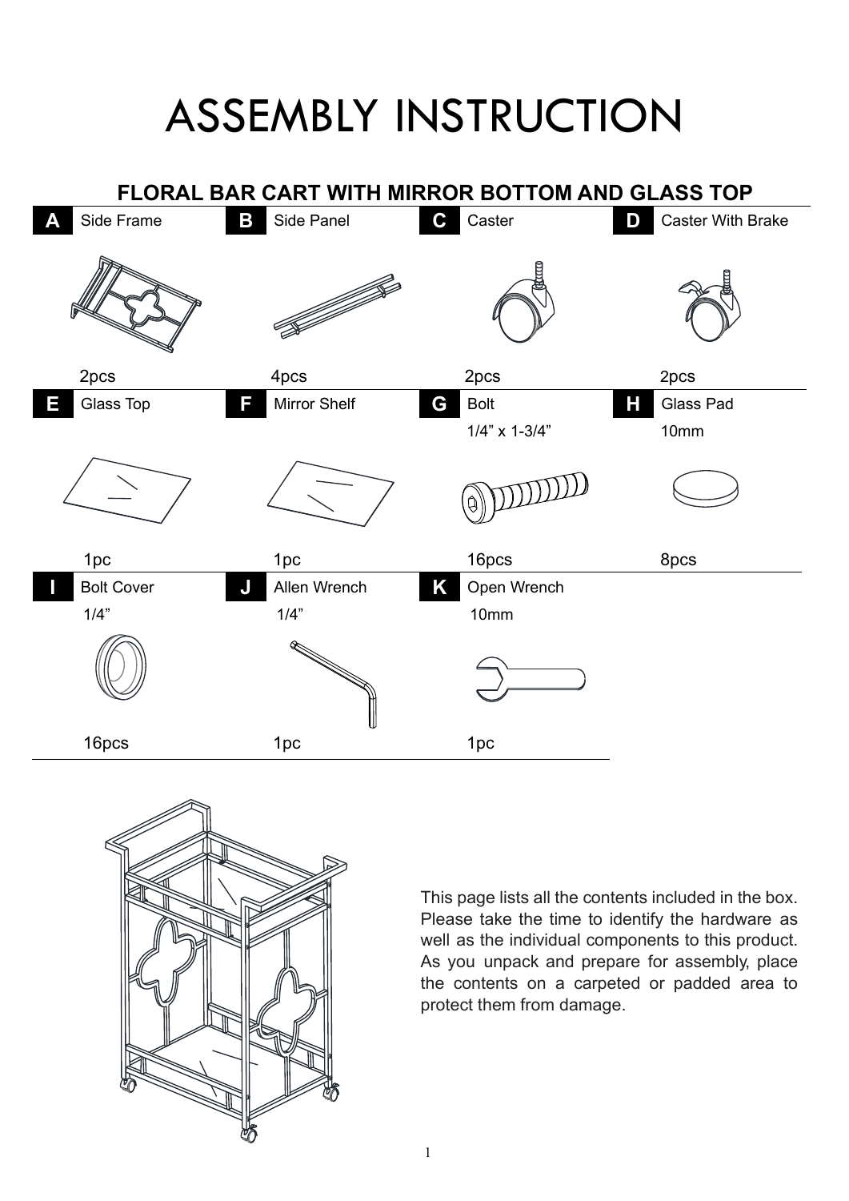# ASSEMBLY INSTRUCTION

## FLORAL BAR CART WITH MIRROR BOTTOM AND GLASS TOP

| Part | Description | Size | Quantity |
|---|---|---|---|
| A | Side Frame | | 2pcs |
| B | Side Panel | | 4pcs |
| C | Caster | | 2pcs |
| D | Caster With Brake | | 2pcs |
| E | Glass Top | | 1pc |
| F | Mirror Shelf | | 1pc |
| G | Bolt | 1/4” x 1-3/4” | 16pcs |
| H | Glass Pad | 10mm | 8pcs |
| I | Bolt Cover | 1/4” | 16pcs |
| J | Allen Wrench | 1/4” | 1pc |
| K | Open Wrench | 10mm | 1pc |

This page lists all the contents included in the box. Please take the time to identify the hardware as well as the individual components to this product. As you unpack and prepare for assembly, place the contents on a carpeted or padded area to protect them from damage.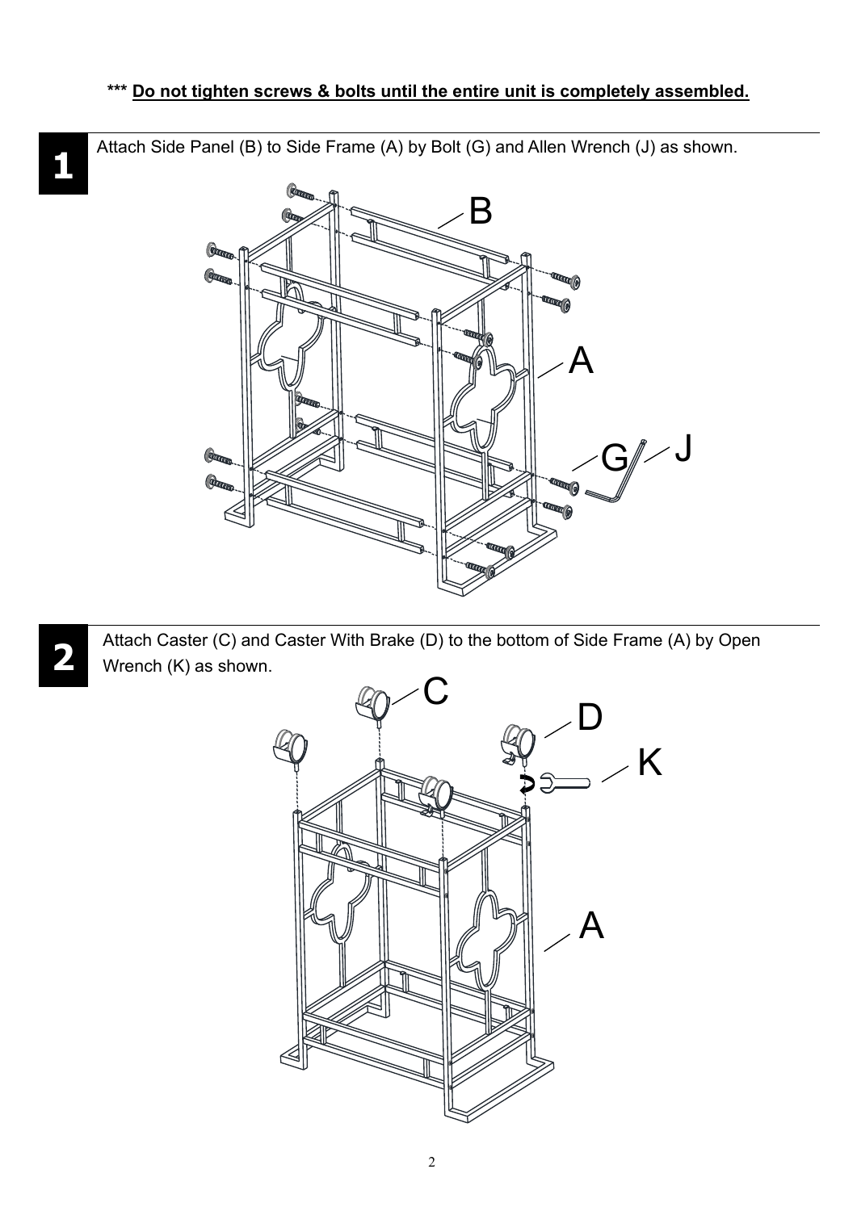*** **Do not tighten screws & bolts until the entire unit is completely assembled.**

**1**

Attach Side Panel (B) to Side Frame (A) by Bolt (G) and Allen Wrench (J) as shown.

**2**

Attach Caster (C) and Caster With Brake (D) to the bottom of Side Frame (A) by Open Wrench (K) as shown.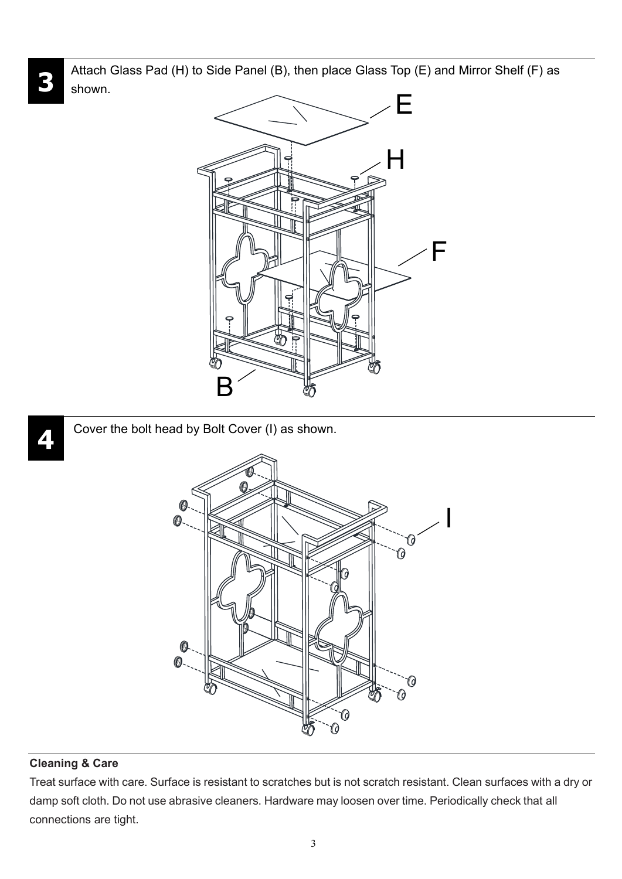**3** Attach Glass Pad (H) to Side Panel (B), then place Glass Top (E) and Mirror Shelf (F) as shown.

**4** Cover the bolt head by Bolt Cover (I) as shown.

**Cleaning & Care**

Treat surface with care. Surface is resistant to scratches but is not scratch resistant. Clean surfaces with a dry or damp soft cloth. Do not use abrasive cleaners. Hardware may loosen over time. Periodically check that all connections are tight.